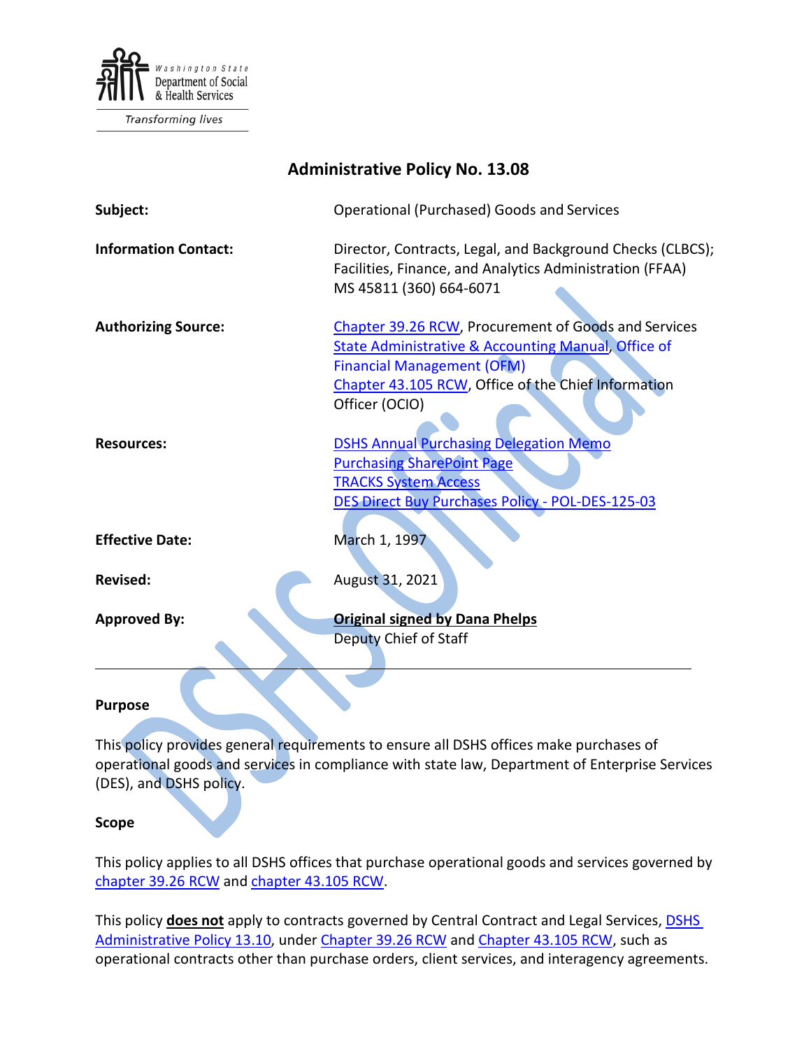Washington State Department of Social & Health Services

*Transforming lives*

# Administrative Policy No. 13.08

| | |
|---|---|
| **Subject:** | Operational (Purchased) Goods and Services |
| **Information Contact:** | Director, Contracts, Legal, and Background Checks (CLBCS); Facilities, Finance, and Analytics Administration (FFAA) MS 45811 (360) 664-6071 |
| **Authorizing Source:** | Chapter 39.26 RCW, Procurement of Goods and Services<br>State Administrative & Accounting Manual, Office of Financial Management (OFM)<br>Chapter 43.105 RCW, Office of the Chief Information Officer (OCIO) |
| **Resources:** | DSHS Annual Purchasing Delegation Memo<br>Purchasing SharePoint Page<br>TRACKS System Access<br>DES Direct Buy Purchases Policy - POL-DES-125-03 |
| **Effective Date:** | March 1, 1997 |
| **Revised:** | August 31, 2021 |
| **Approved By:** | **Original signed by Dana Phelps**<br>Deputy Chief of Staff |

## Purpose

This policy provides general requirements to ensure all DSHS offices make purchases of operational goods and services in compliance with state law, Department of Enterprise Services (DES), and DSHS policy.

## Scope

This policy applies to all DSHS offices that purchase operational goods and services governed by chapter 39.26 RCW and chapter 43.105 RCW.

This policy **does not** apply to contracts governed by Central Contract and Legal Services, DSHS Administrative Policy 13.10, under Chapter 39.26 RCW and Chapter 43.105 RCW, such as operational contracts other than purchase orders, client services, and interagency agreements.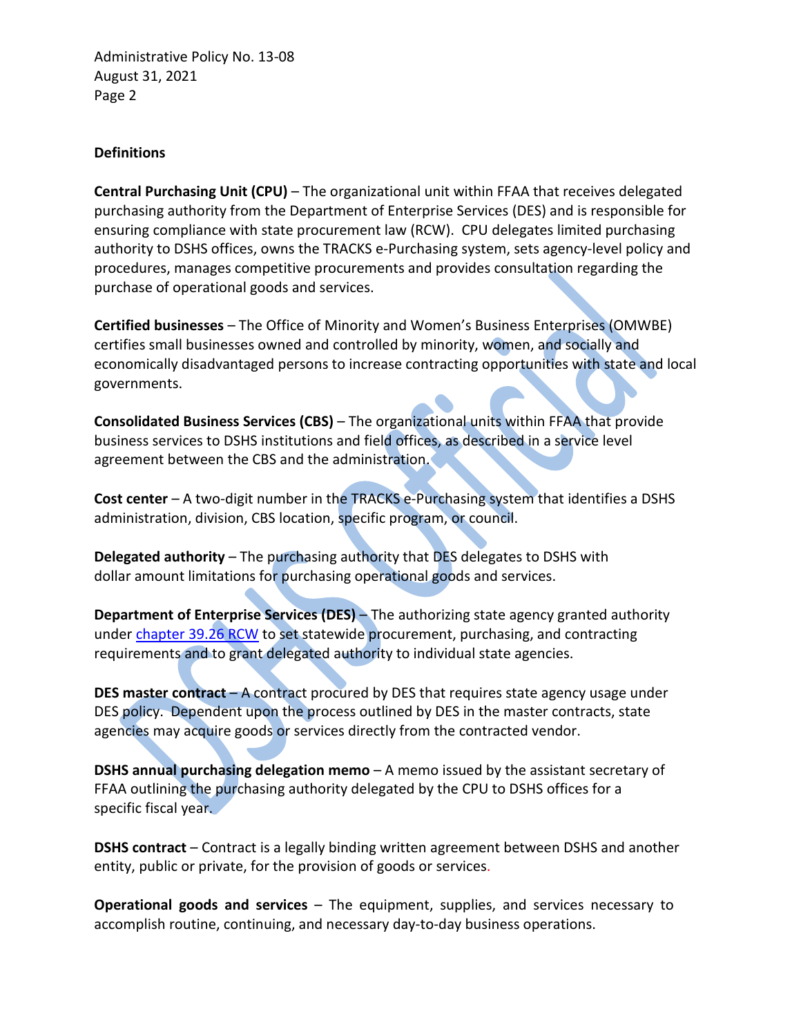## Definitions

**Central Purchasing Unit (CPU)** – The organizational unit within FFAA that receives delegated purchasing authority from the Department of Enterprise Services (DES) and is responsible for ensuring compliance with state procurement law (RCW). CPU delegates limited purchasing authority to DSHS offices, owns the TRACKS e-Purchasing system, sets agency-level policy and procedures, manages competitive procurements and provides consultation regarding the purchase of operational goods and services.

**Certified businesses** – The Office of Minority and Women's Business Enterprises (OMWBE) certifies small businesses owned and controlled by minority, women, and socially and economically disadvantaged persons to increase contracting opportunities with state and local governments.

**Consolidated Business Services (CBS)** – The organizational units within FFAA that provide business services to DSHS institutions and field offices, as described in a service level agreement between the CBS and the administration.

**Cost center** – A two-digit number in the TRACKS e-Purchasing system that identifies a DSHS administration, division, CBS location, specific program, or council.

**Delegated authority** – The purchasing authority that DES delegates to DSHS with dollar amount limitations for purchasing operational goods and services.

**Department of Enterprise Services (DES)** – The authorizing state agency granted authority under chapter 39.26 RCW to set statewide procurement, purchasing, and contracting requirements and to grant delegated authority to individual state agencies.

**DES master contract** – A contract procured by DES that requires state agency usage under DES policy. Dependent upon the process outlined by DES in the master contracts, state agencies may acquire goods or services directly from the contracted vendor.

**DSHS annual purchasing delegation memo** – A memo issued by the assistant secretary of FFAA outlining the purchasing authority delegated by the CPU to DSHS offices for a specific fiscal year.

**DSHS contract** – Contract is a legally binding written agreement between DSHS and another entity, public or private, for the provision of goods or services.

**Operational goods and services** – The equipment, supplies, and services necessary to accomplish routine, continuing, and necessary day-to-day business operations.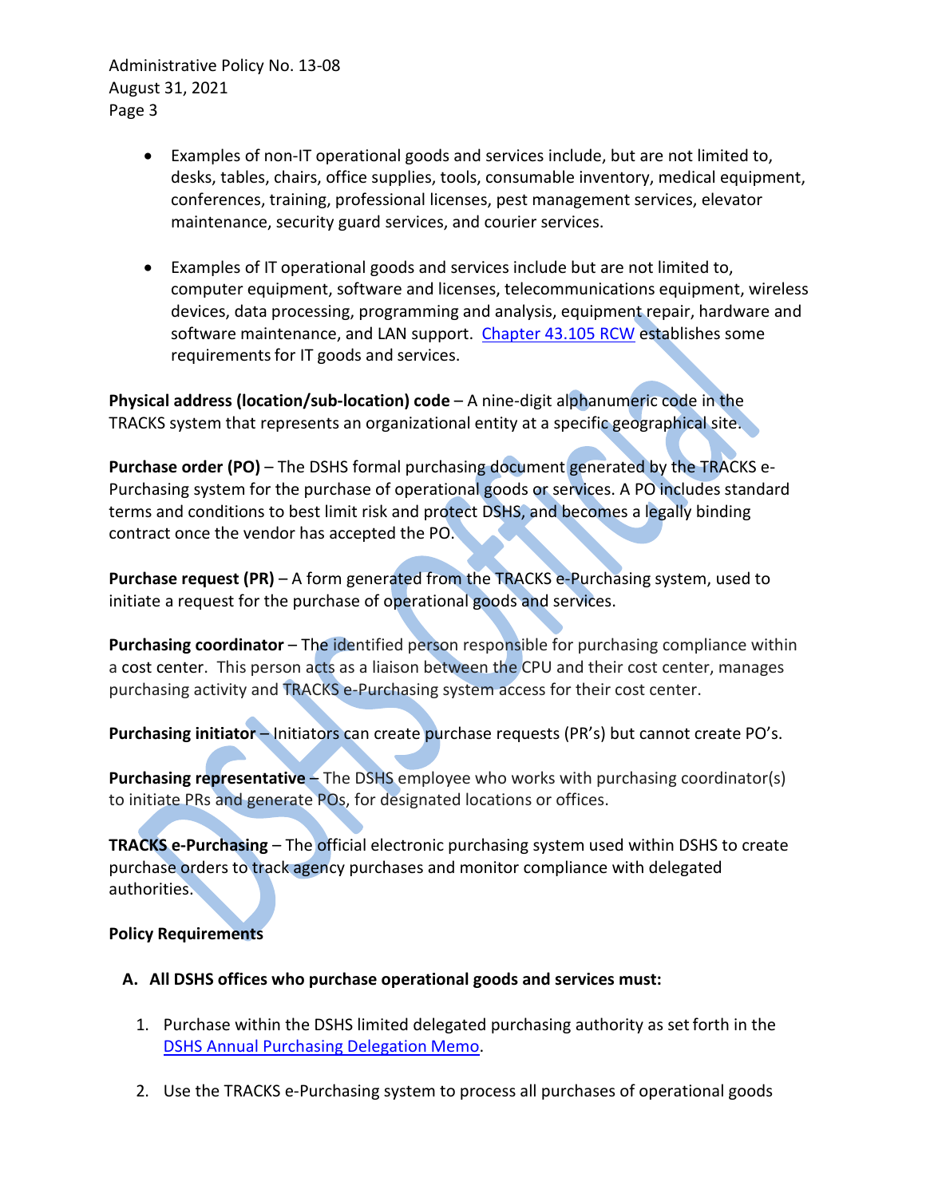- Examples of non-IT operational goods and services include, but are not limited to, desks, tables, chairs, office supplies, tools, consumable inventory, medical equipment, conferences, training, professional licenses, pest management services, elevator maintenance, security guard services, and courier services.

- Examples of IT operational goods and services include but are not limited to, computer equipment, software and licenses, telecommunications equipment, wireless devices, data processing, programming and analysis, equipment repair, hardware and software maintenance, and LAN support. [Chapter 43.105 RCW] establishes some requirements for IT goods and services.

**Physical address (location/sub-location) code** – A nine-digit alphanumeric code in the TRACKS system that represents an organizational entity at a specific geographical site.

**Purchase order (PO)** – The DSHS formal purchasing document generated by the TRACKS e-Purchasing system for the purchase of operational goods or services. A PO includes standard terms and conditions to best limit risk and protect DSHS, and becomes a legally binding contract once the vendor has accepted the PO.

**Purchase request (PR)** – A form generated from the TRACKS e-Purchasing system, used to initiate a request for the purchase of operational goods and services.

**Purchasing coordinator** – The identified person responsible for purchasing compliance within a cost center. This person acts as a liaison between the CPU and their cost center, manages purchasing activity and TRACKS e-Purchasing system access for their cost center.

**Purchasing initiator** – Initiators can create purchase requests (PR's) but cannot create PO's.

**Purchasing representative** – The DSHS employee who works with purchasing coordinator(s) to initiate PRs and generate POs, for designated locations or offices.

**TRACKS e-Purchasing** – The official electronic purchasing system used within DSHS to create purchase orders to track agency purchases and monitor compliance with delegated authorities.

**Policy Requirements**

**A. All DSHS offices who purchase operational goods and services must:**

1. Purchase within the DSHS limited delegated purchasing authority as set forth in the [DSHS Annual Purchasing Delegation Memo].

2. Use the TRACKS e-Purchasing system to process all purchases of operational goods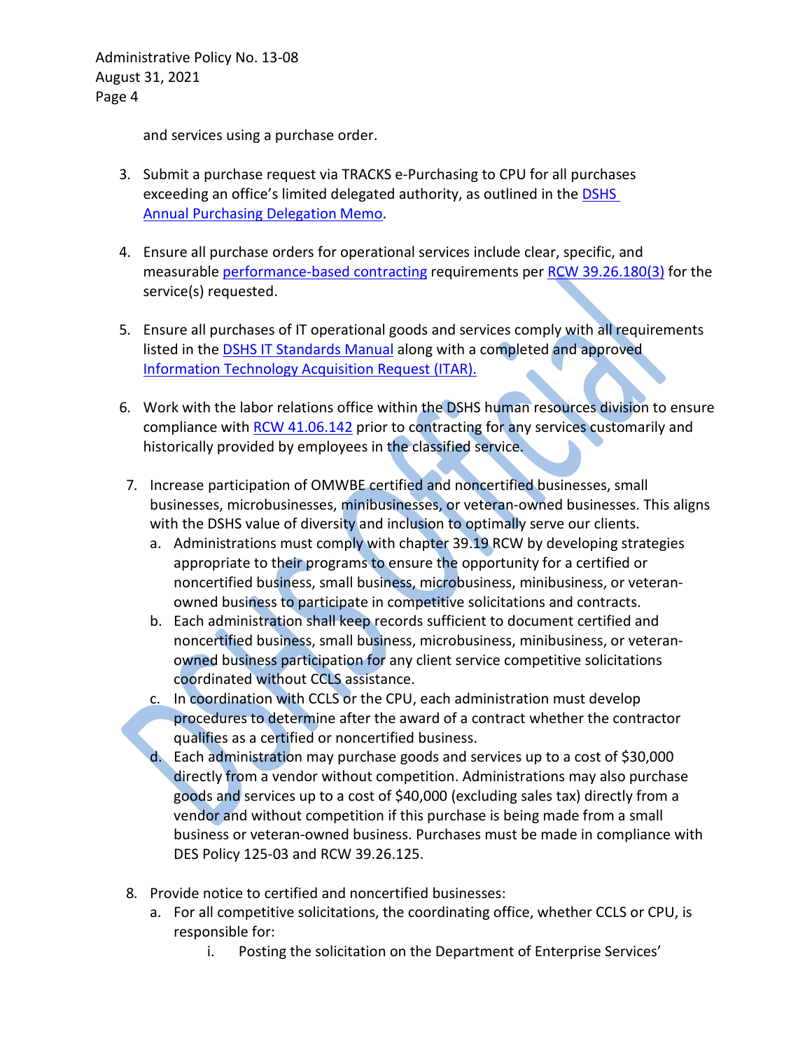and services using a purchase order.

3. Submit a purchase request via TRACKS e-Purchasing to CPU for all purchases exceeding an office's limited delegated authority, as outlined in the DSHS Annual Purchasing Delegation Memo.

4. Ensure all purchase orders for operational services include clear, specific, and measurable performance-based contracting requirements per RCW 39.26.180(3) for the service(s) requested.

5. Ensure all purchases of IT operational goods and services comply with all requirements listed in the DSHS IT Standards Manual along with a completed and approved Information Technology Acquisition Request (ITAR).

6. Work with the labor relations office within the DSHS human resources division to ensure compliance with RCW 41.06.142 prior to contracting for any services customarily and historically provided by employees in the classified service.

7. Increase participation of OMWBE certified and noncertified businesses, small businesses, microbusinesses, minibusinesses, or veteran-owned businesses. This aligns with the DSHS value of diversity and inclusion to optimally serve our clients.
   a. Administrations must comply with chapter 39.19 RCW by developing strategies appropriate to their programs to ensure the opportunity for a certified or noncertified business, small business, microbusiness, minibusiness, or veteran-owned business to participate in competitive solicitations and contracts.
   b. Each administration shall keep records sufficient to document certified and noncertified business, small business, microbusiness, minibusiness, or veteran-owned business participation for any client service competitive solicitations coordinated without CCLS assistance.
   c. In coordination with CCLS or the CPU, each administration must develop procedures to determine after the award of a contract whether the contractor qualifies as a certified or noncertified business.
   d. Each administration may purchase goods and services up to a cost of $30,000 directly from a vendor without competition. Administrations may also purchase goods and services up to a cost of $40,000 (excluding sales tax) directly from a vendor and without competition if this purchase is being made from a small business or veteran-owned business. Purchases must be made in compliance with DES Policy 125-03 and RCW 39.26.125.

8. Provide notice to certified and noncertified businesses:
   a. For all competitive solicitations, the coordinating office, whether CCLS or CPU, is responsible for:
      i. Posting the solicitation on the Department of Enterprise Services'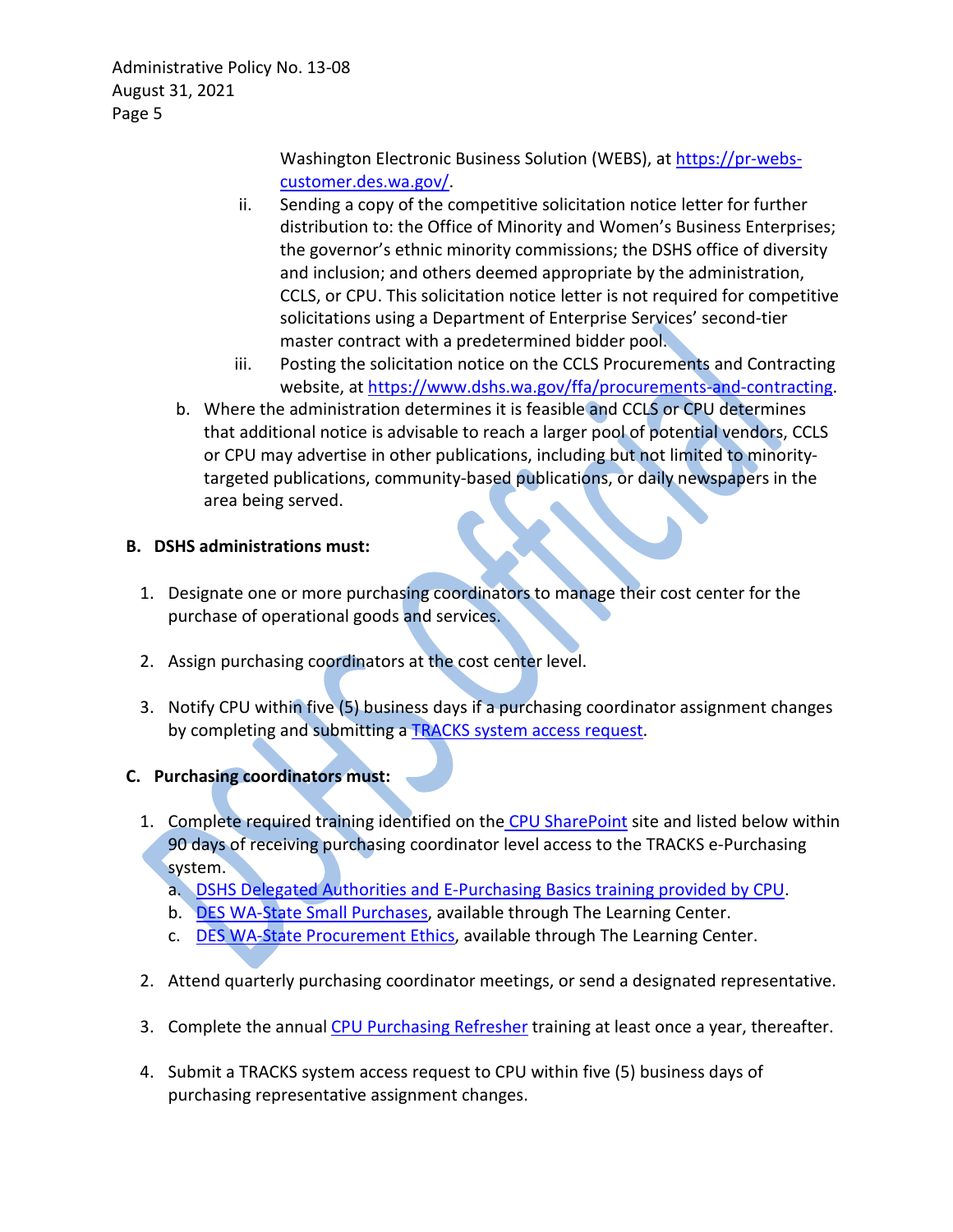Washington Electronic Business Solution (WEBS), at https://pr-webs-customer.des.wa.gov/.

ii. Sending a copy of the competitive solicitation notice letter for further distribution to: the Office of Minority and Women's Business Enterprises; the governor's ethnic minority commissions; the DSHS office of diversity and inclusion; and others deemed appropriate by the administration, CCLS, or CPU. This solicitation notice letter is not required for competitive solicitations using a Department of Enterprise Services' second-tier master contract with a predetermined bidder pool.

iii. Posting the solicitation notice on the CCLS Procurements and Contracting website, at https://www.dshs.wa.gov/ffa/procurements-and-contracting.

b. Where the administration determines it is feasible and CCLS or CPU determines that additional notice is advisable to reach a larger pool of potential vendors, CCLS or CPU may advertise in other publications, including but not limited to minority-targeted publications, community-based publications, or daily newspapers in the area being served.

**B. DSHS administrations must:**

1. Designate one or more purchasing coordinators to manage their cost center for the purchase of operational goods and services.

2. Assign purchasing coordinators at the cost center level.

3. Notify CPU within five (5) business days if a purchasing coordinator assignment changes by completing and submitting a TRACKS system access request.

**C. Purchasing coordinators must:**

1. Complete required training identified on the CPU SharePoint site and listed below within 90 days of receiving purchasing coordinator level access to the TRACKS e-Purchasing system.
   a. DSHS Delegated Authorities and E-Purchasing Basics training provided by CPU.
   b. DES WA-State Small Purchases, available through The Learning Center.
   c. DES WA-State Procurement Ethics, available through The Learning Center.

2. Attend quarterly purchasing coordinator meetings, or send a designated representative.

3. Complete the annual CPU Purchasing Refresher training at least once a year, thereafter.

4. Submit a TRACKS system access request to CPU within five (5) business days of purchasing representative assignment changes.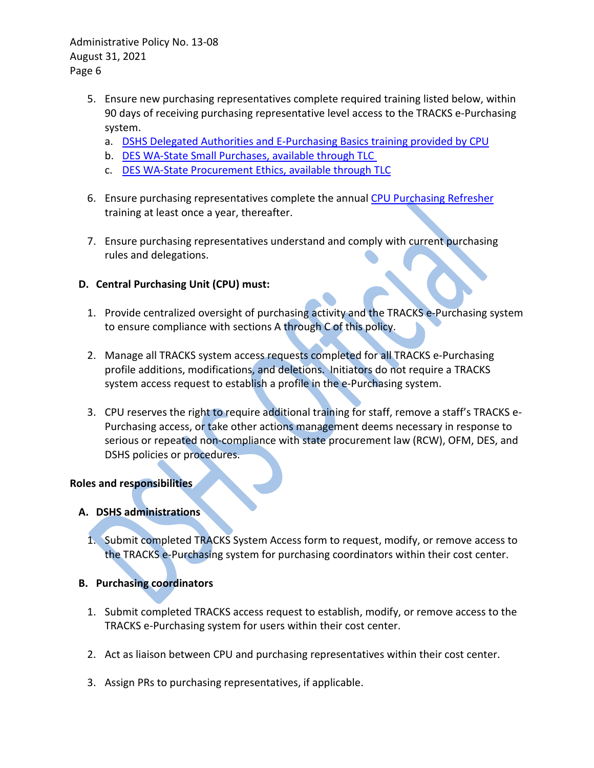5. Ensure new purchasing representatives complete required training listed below, within 90 days of receiving purchasing representative level access to the TRACKS e-Purchasing system.
   a. DSHS Delegated Authorities and E-Purchasing Basics training provided by CPU
   b. DES WA-State Small Purchases, available through TLC
   c. DES WA-State Procurement Ethics, available through TLC

6. Ensure purchasing representatives complete the annual CPU Purchasing Refresher training at least once a year, thereafter.

7. Ensure purchasing representatives understand and comply with current purchasing rules and delegations.

**D. Central Purchasing Unit (CPU) must:**

1. Provide centralized oversight of purchasing activity and the TRACKS e-Purchasing system to ensure compliance with sections A through C of this policy.

2. Manage all TRACKS system access requests completed for all TRACKS e-Purchasing profile additions, modifications, and deletions. Initiators do not require a TRACKS system access request to establish a profile in the e-Purchasing system.

3. CPU reserves the right to require additional training for staff, remove a staff's TRACKS e-Purchasing access, or take other actions management deems necessary in response to serious or repeated non-compliance with state procurement law (RCW), OFM, DES, and DSHS policies or procedures.

**Roles and responsibilities**

**A. DSHS administrations**

1. Submit completed TRACKS System Access form to request, modify, or remove access to the TRACKS e-Purchasing system for purchasing coordinators within their cost center.

**B. Purchasing coordinators**

1. Submit completed TRACKS access request to establish, modify, or remove access to the TRACKS e-Purchasing system for users within their cost center.

2. Act as liaison between CPU and purchasing representatives within their cost center.

3. Assign PRs to purchasing representatives, if applicable.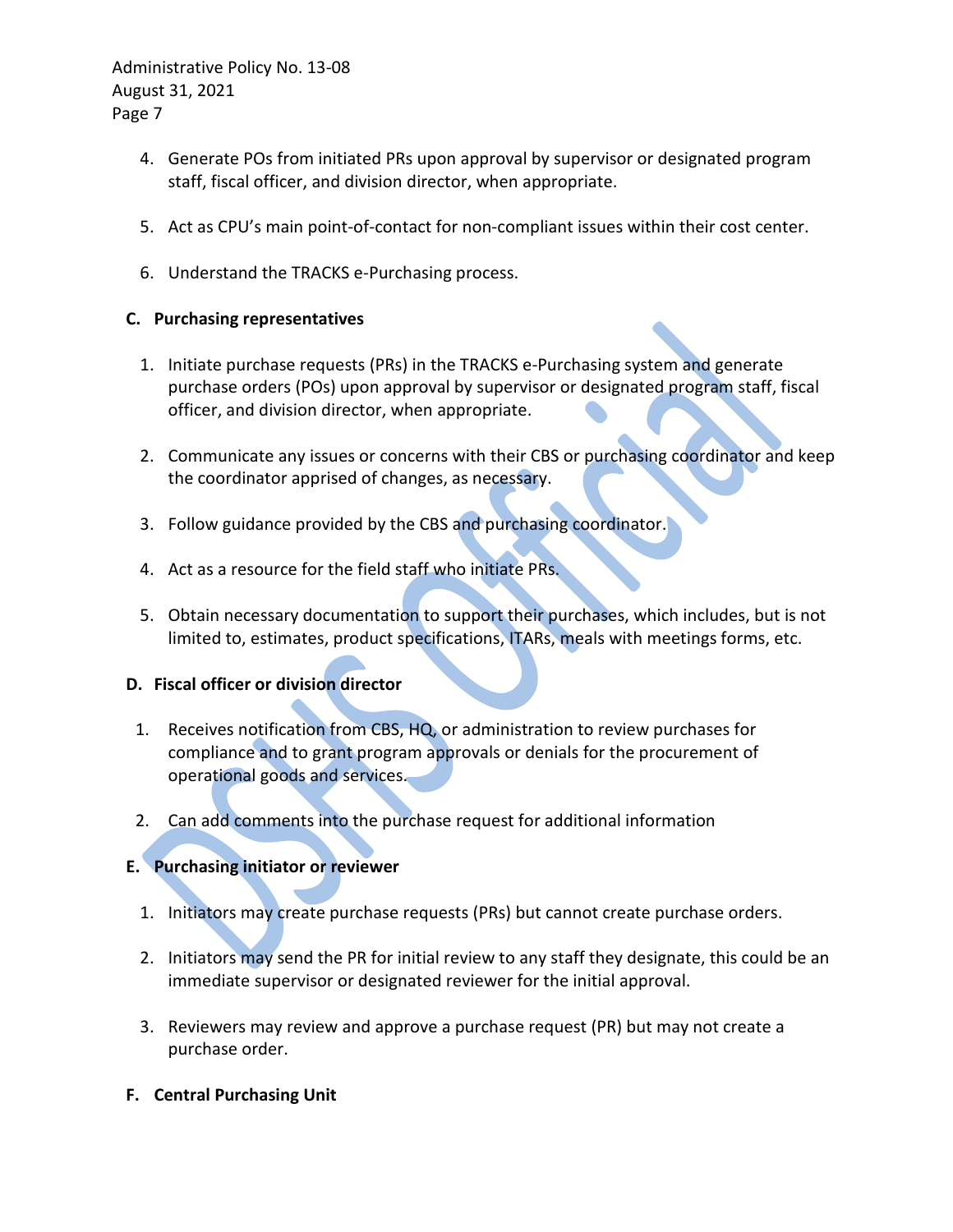4. Generate POs from initiated PRs upon approval by supervisor or designated program staff, fiscal officer, and division director, when appropriate.

5. Act as CPU's main point-of-contact for non-compliant issues within their cost center.

6. Understand the TRACKS e-Purchasing process.

**C. Purchasing representatives**

1. Initiate purchase requests (PRs) in the TRACKS e-Purchasing system and generate purchase orders (POs) upon approval by supervisor or designated program staff, fiscal officer, and division director, when appropriate.

2. Communicate any issues or concerns with their CBS or purchasing coordinator and keep the coordinator apprised of changes, as necessary.

3. Follow guidance provided by the CBS and purchasing coordinator.

4. Act as a resource for the field staff who initiate PRs.

5. Obtain necessary documentation to support their purchases, which includes, but is not limited to, estimates, product specifications, ITARs, meals with meetings forms, etc.

**D. Fiscal officer or division director**

1. Receives notification from CBS, HQ, or administration to review purchases for compliance and to grant program approvals or denials for the procurement of operational goods and services.

2. Can add comments into the purchase request for additional information

**E. Purchasing initiator or reviewer**

1. Initiators may create purchase requests (PRs) but cannot create purchase orders.

2. Initiators may send the PR for initial review to any staff they designate, this could be an immediate supervisor or designated reviewer for the initial approval.

3. Reviewers may review and approve a purchase request (PR) but may not create a purchase order.

**F. Central Purchasing Unit**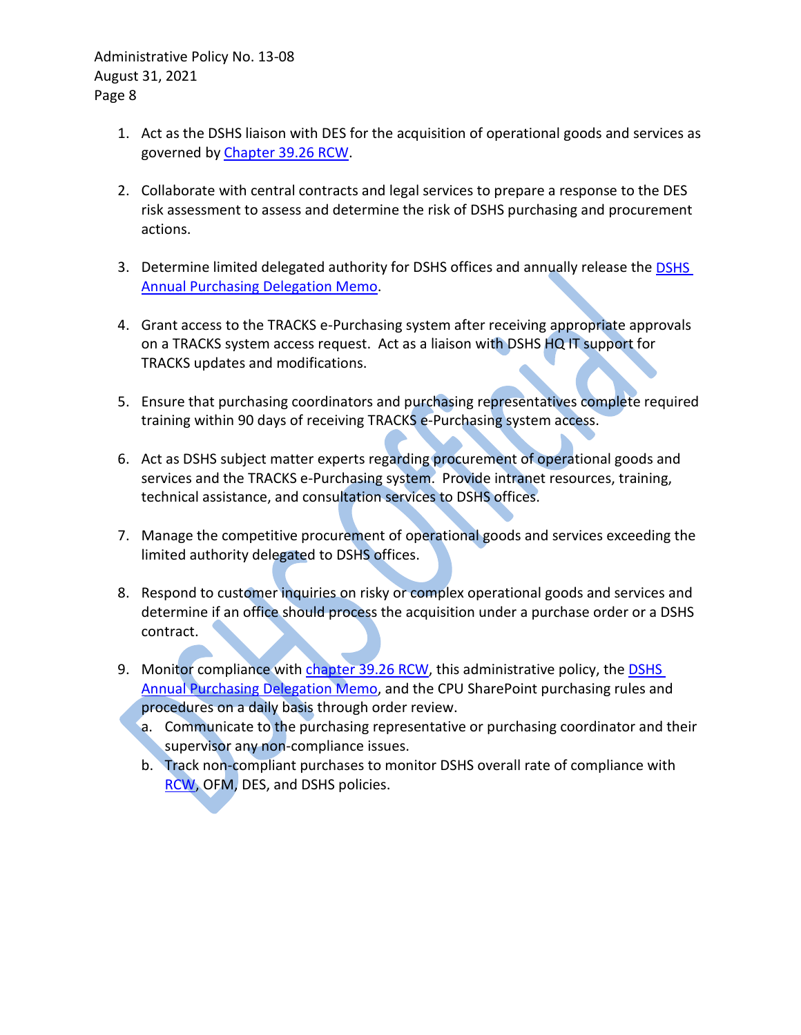1. Act as the DSHS liaison with DES for the acquisition of operational goods and services as governed by [Chapter 39.26 RCW](#).

2. Collaborate with central contracts and legal services to prepare a response to the DES risk assessment to assess and determine the risk of DSHS purchasing and procurement actions.

3. Determine limited delegated authority for DSHS offices and annually release the [DSHS Annual Purchasing Delegation Memo](#).

4. Grant access to the TRACKS e-Purchasing system after receiving appropriate approvals on a TRACKS system access request. Act as a liaison with DSHS HQ IT support for TRACKS updates and modifications.

5. Ensure that purchasing coordinators and purchasing representatives complete required training within 90 days of receiving TRACKS e-Purchasing system access.

6. Act as DSHS subject matter experts regarding procurement of operational goods and services and the TRACKS e-Purchasing system. Provide intranet resources, training, technical assistance, and consultation services to DSHS offices.

7. Manage the competitive procurement of operational goods and services exceeding the limited authority delegated to DSHS offices.

8. Respond to customer inquiries on risky or complex operational goods and services and determine if an office should process the acquisition under a purchase order or a DSHS contract.

9. Monitor compliance with [chapter 39.26 RCW](#), this administrative policy, the [DSHS Annual Purchasing Delegation Memo](#), and the CPU SharePoint purchasing rules and procedures on a daily basis through order review.
   a. Communicate to the purchasing representative or purchasing coordinator and their supervisor any non-compliance issues.
   b. Track non-compliant purchases to monitor DSHS overall rate of compliance with [RCW](#), OFM, DES, and DSHS policies.